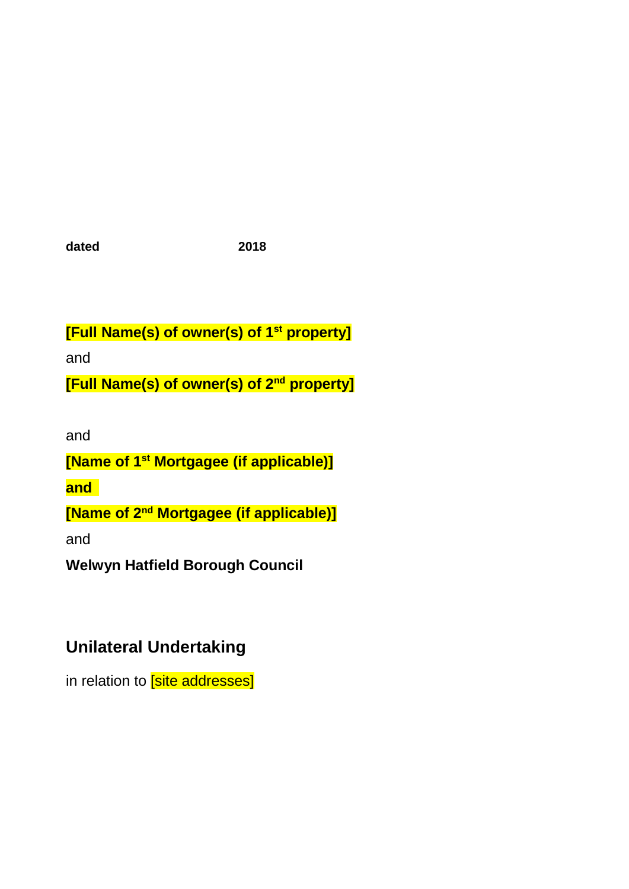**dated** **2018**

**[Full Name(s) of owner(s) of 1st property]**

and

**[Full Name(s) of owner(s) of 2nd property]**

and

**[Name of 1st Mortgagee (if applicable)]**

**and**

**[Name of 2nd Mortgagee (if applicable)]**

and

**Welwyn Hatfield Borough Council**

## Unilateral Undertaking

in relation to [site addresses]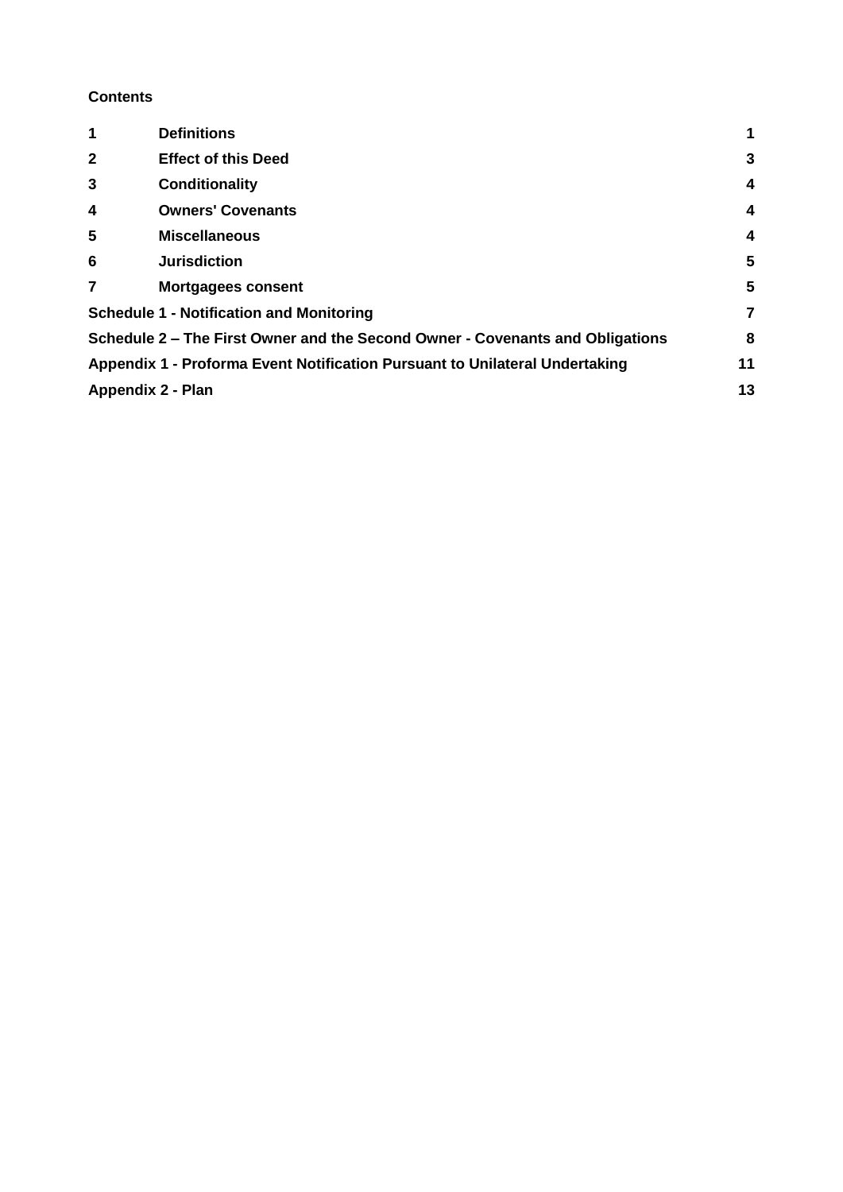**Contents**

| | | |
|---|---|---|
| **1** | **Definitions** | **1** |
| **2** | **Effect of this Deed** | **3** |
| **3** | **Conditionality** | **4** |
| **4** | **Owners' Covenants** | **4** |
| **5** | **Miscellaneous** | **4** |
| **6** | **Jurisdiction** | **5** |
| **7** | **Mortgagees consent** | **5** |
| **Schedule 1 - Notification and Monitoring** | | **7** |
| **Schedule 2 – The First Owner and the Second Owner - Covenants and Obligations** | | **8** |
| **Appendix 1 - Proforma Event Notification Pursuant to Unilateral Undertaking** | | **11** |
| **Appendix 2 - Plan** | | **13** |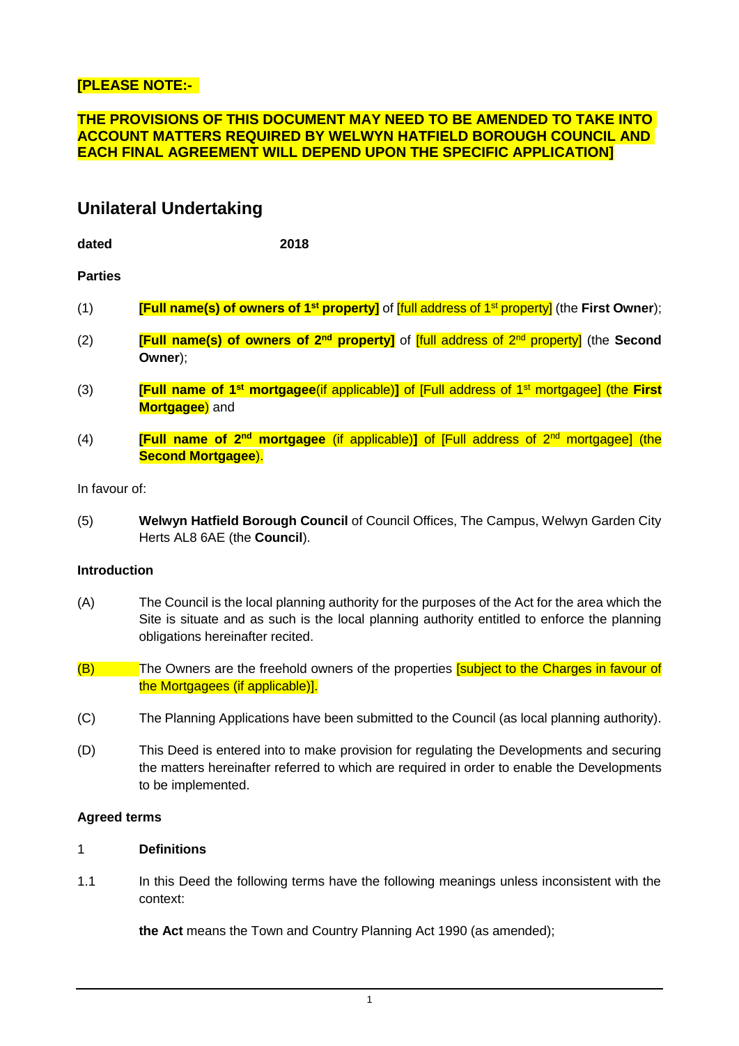**[PLEASE NOTE:-**

**THE PROVISIONS OF THIS DOCUMENT MAY NEED TO BE AMENDED TO TAKE INTO ACCOUNT MATTERS REQUIRED BY WELWYN HATFIELD BOROUGH COUNCIL AND EACH FINAL AGREEMENT WILL DEPEND UPON THE SPECIFIC APPLICATION]**

## Unilateral Undertaking

**dated** **2018**

**Parties**

(1) **[Full name(s) of owners of 1st property]** of [full address of 1st property] (the **First Owner**);

(2) **[Full name(s) of owners of 2nd property]** of [full address of 2nd property] (the **Second Owner**);

(3) **[Full name of 1st mortgagee**(if applicable)**]** of [Full address of 1st mortgagee] (the **First Mortgagee**) and

(4) **[Full name of 2nd mortgagee** (if applicable)**]** of [Full address of 2nd mortgagee] (the **Second Mortgagee**).

In favour of:

(5) **Welwyn Hatfield Borough Council** of Council Offices, The Campus, Welwyn Garden City Herts AL8 6AE (the **Council**).

**Introduction**

(A) The Council is the local planning authority for the purposes of the Act for the area which the Site is situate and as such is the local planning authority entitled to enforce the planning obligations hereinafter recited.

(B) The Owners are the freehold owners of the properties [subject to the Charges in favour of the Mortgagees (if applicable)].

(C) The Planning Applications have been submitted to the Council (as local planning authority).

(D) This Deed is entered into to make provision for regulating the Developments and securing the matters hereinafter referred to which are required in order to enable the Developments to be implemented.

**Agreed terms**

1 **Definitions**

1.1 In this Deed the following terms have the following meanings unless inconsistent with the context:

**the Act** means the Town and Country Planning Act 1990 (as amended);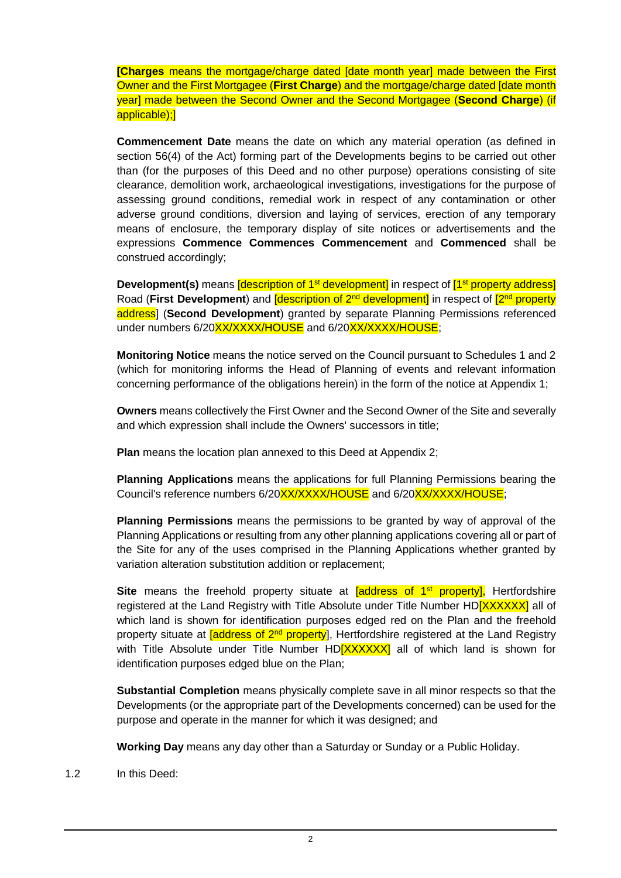**[Charges** means the mortgage/charge dated [date month year] made between the First Owner and the First Mortgagee (**First Charge**) and the mortgage/charge dated [date month year] made between the Second Owner and the Second Mortgagee (**Second Charge**) (if applicable);]

**Commencement Date** means the date on which any material operation (as defined in section 56(4) of the Act) forming part of the Developments begins to be carried out other than (for the purposes of this Deed and no other purpose) operations consisting of site clearance, demolition work, archaeological investigations, investigations for the purpose of assessing ground conditions, remedial work in respect of any contamination or other adverse ground conditions, diversion and laying of services, erection of any temporary means of enclosure, the temporary display of site notices or advertisements and the expressions **Commence Commences Commencement** and **Commenced** shall be construed accordingly;

**Development(s)** means [description of 1st development] in respect of [1st property address] Road (**First Development**) and [description of 2nd development] in respect of [2nd property address] (**Second Development**) granted by separate Planning Permissions referenced under numbers 6/20XX/XXXX/HOUSE and 6/20XX/XXXX/HOUSE;

**Monitoring Notice** means the notice served on the Council pursuant to Schedules 1 and 2 (which for monitoring informs the Head of Planning of events and relevant information concerning performance of the obligations herein) in the form of the notice at Appendix 1;

**Owners** means collectively the First Owner and the Second Owner of the Site and severally and which expression shall include the Owners' successors in title;

**Plan** means the location plan annexed to this Deed at Appendix 2;

**Planning Applications** means the applications for full Planning Permissions bearing the Council's reference numbers 6/20XX/XXXX/HOUSE and 6/20XX/XXXX/HOUSE;

**Planning Permissions** means the permissions to be granted by way of approval of the Planning Applications or resulting from any other planning applications covering all or part of the Site for any of the uses comprised in the Planning Applications whether granted by variation alteration substitution addition or replacement;

**Site** means the freehold property situate at [address of 1st property], Hertfordshire registered at the Land Registry with Title Absolute under Title Number HD[XXXXXX] all of which land is shown for identification purposes edged red on the Plan and the freehold property situate at [address of 2nd property], Hertfordshire registered at the Land Registry with Title Absolute under Title Number HD[XXXXXX] all of which land is shown for identification purposes edged blue on the Plan;

**Substantial Completion** means physically complete save in all minor respects so that the Developments (or the appropriate part of the Developments concerned) can be used for the purpose and operate in the manner for which it was designed; and

**Working Day** means any day other than a Saturday or Sunday or a Public Holiday.

1.2 In this Deed: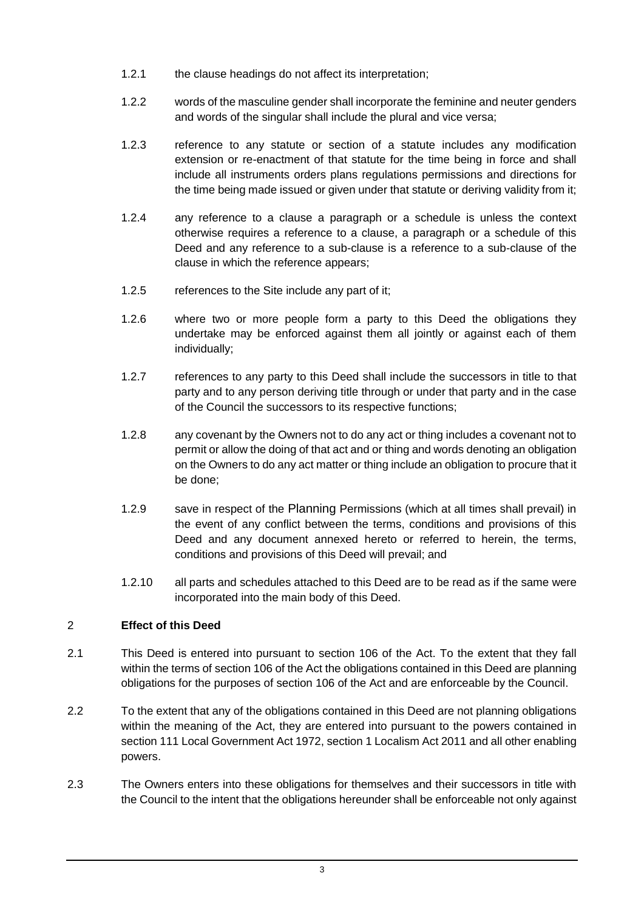1.2.1 the clause headings do not affect its interpretation;

1.2.2 words of the masculine gender shall incorporate the feminine and neuter genders and words of the singular shall include the plural and vice versa;

1.2.3 reference to any statute or section of a statute includes any modification extension or re-enactment of that statute for the time being in force and shall include all instruments orders plans regulations permissions and directions for the time being made issued or given under that statute or deriving validity from it;

1.2.4 any reference to a clause a paragraph or a schedule is unless the context otherwise requires a reference to a clause, a paragraph or a schedule of this Deed and any reference to a sub-clause is a reference to a sub-clause of the clause in which the reference appears;

1.2.5 references to the Site include any part of it;

1.2.6 where two or more people form a party to this Deed the obligations they undertake may be enforced against them all jointly or against each of them individually;

1.2.7 references to any party to this Deed shall include the successors in title to that party and to any person deriving title through or under that party and in the case of the Council the successors to its respective functions;

1.2.8 any covenant by the Owners not to do any act or thing includes a covenant not to permit or allow the doing of that act and or thing and words denoting an obligation on the Owners to do any act matter or thing include an obligation to procure that it be done;

1.2.9 save in respect of the Planning Permissions (which at all times shall prevail) in the event of any conflict between the terms, conditions and provisions of this Deed and any document annexed hereto or referred to herein, the terms, conditions and provisions of this Deed will prevail; and

1.2.10 all parts and schedules attached to this Deed are to be read as if the same were incorporated into the main body of this Deed.

## 2 **Effect of this Deed**

2.1 This Deed is entered into pursuant to section 106 of the Act. To the extent that they fall within the terms of section 106 of the Act the obligations contained in this Deed are planning obligations for the purposes of section 106 of the Act and are enforceable by the Council.

2.2 To the extent that any of the obligations contained in this Deed are not planning obligations within the meaning of the Act, they are entered into pursuant to the powers contained in section 111 Local Government Act 1972, section 1 Localism Act 2011 and all other enabling powers.

2.3 The Owners enters into these obligations for themselves and their successors in title with the Council to the intent that the obligations hereunder shall be enforceable not only against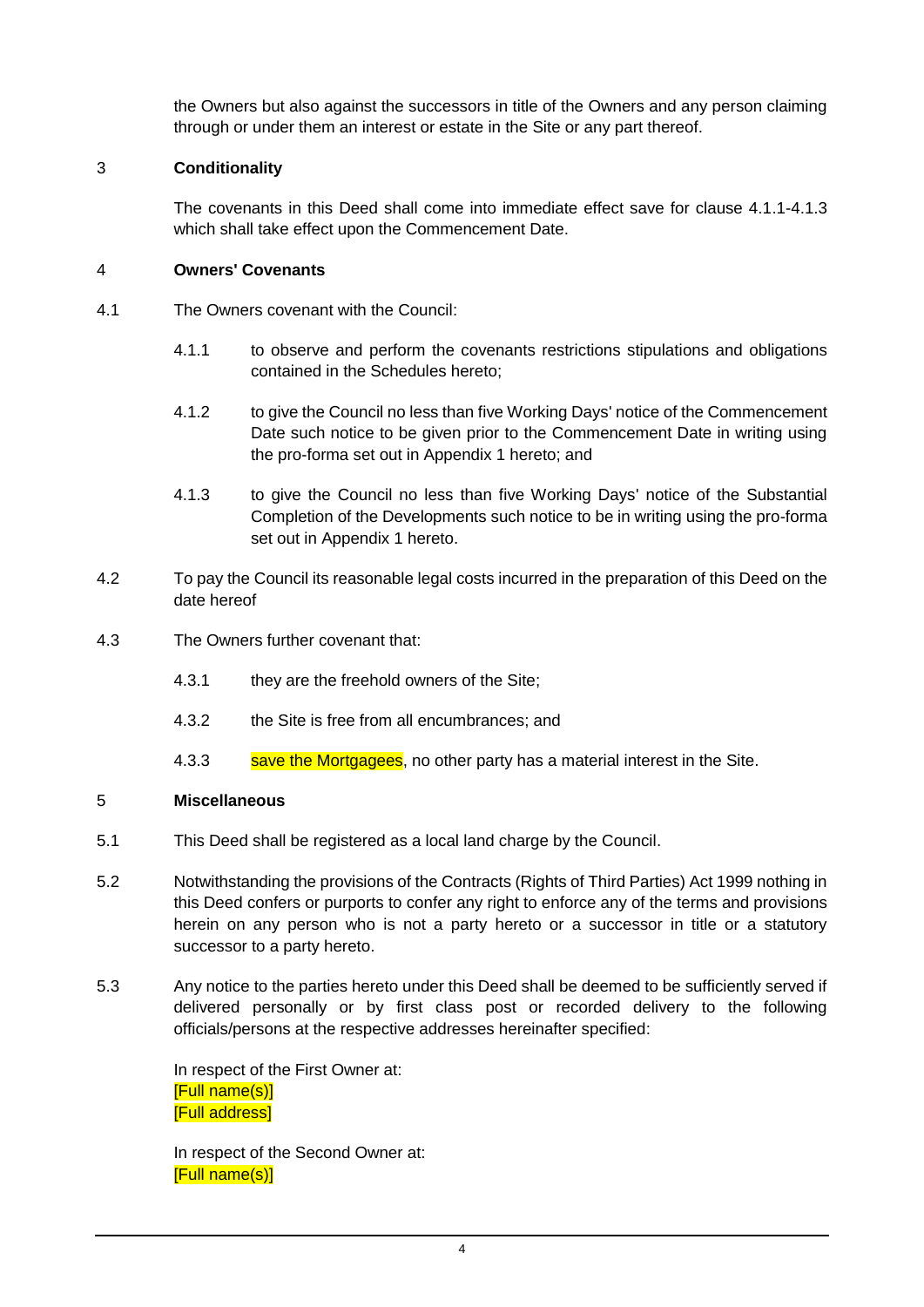the Owners but also against the successors in title of the Owners and any person claiming through or under them an interest or estate in the Site or any part thereof.

## 3 Conditionality

The covenants in this Deed shall come into immediate effect save for clause 4.1.1-4.1.3 which shall take effect upon the Commencement Date.

## 4 Owners' Covenants

4.1 The Owners covenant with the Council:

4.1.1 to observe and perform the covenants restrictions stipulations and obligations contained in the Schedules hereto;

4.1.2 to give the Council no less than five Working Days' notice of the Commencement Date such notice to be given prior to the Commencement Date in writing using the pro-forma set out in Appendix 1 hereto; and

4.1.3 to give the Council no less than five Working Days' notice of the Substantial Completion of the Developments such notice to be in writing using the pro-forma set out in Appendix 1 hereto.

4.2 To pay the Council its reasonable legal costs incurred in the preparation of this Deed on the date hereof

4.3 The Owners further covenant that:

4.3.1 they are the freehold owners of the Site;

4.3.2 the Site is free from all encumbrances; and

4.3.3 save the Mortgagees, no other party has a material interest in the Site.

## 5 Miscellaneous

5.1 This Deed shall be registered as a local land charge by the Council.

5.2 Notwithstanding the provisions of the Contracts (Rights of Third Parties) Act 1999 nothing in this Deed confers or purports to confer any right to enforce any of the terms and provisions herein on any person who is not a party hereto or a successor in title or a statutory successor to a party hereto.

5.3 Any notice to the parties hereto under this Deed shall be deemed to be sufficiently served if delivered personally or by first class post or recorded delivery to the following officials/persons at the respective addresses hereinafter specified:

In respect of the First Owner at:
[Full name(s)]
[Full address]

In respect of the Second Owner at:
[Full name(s)]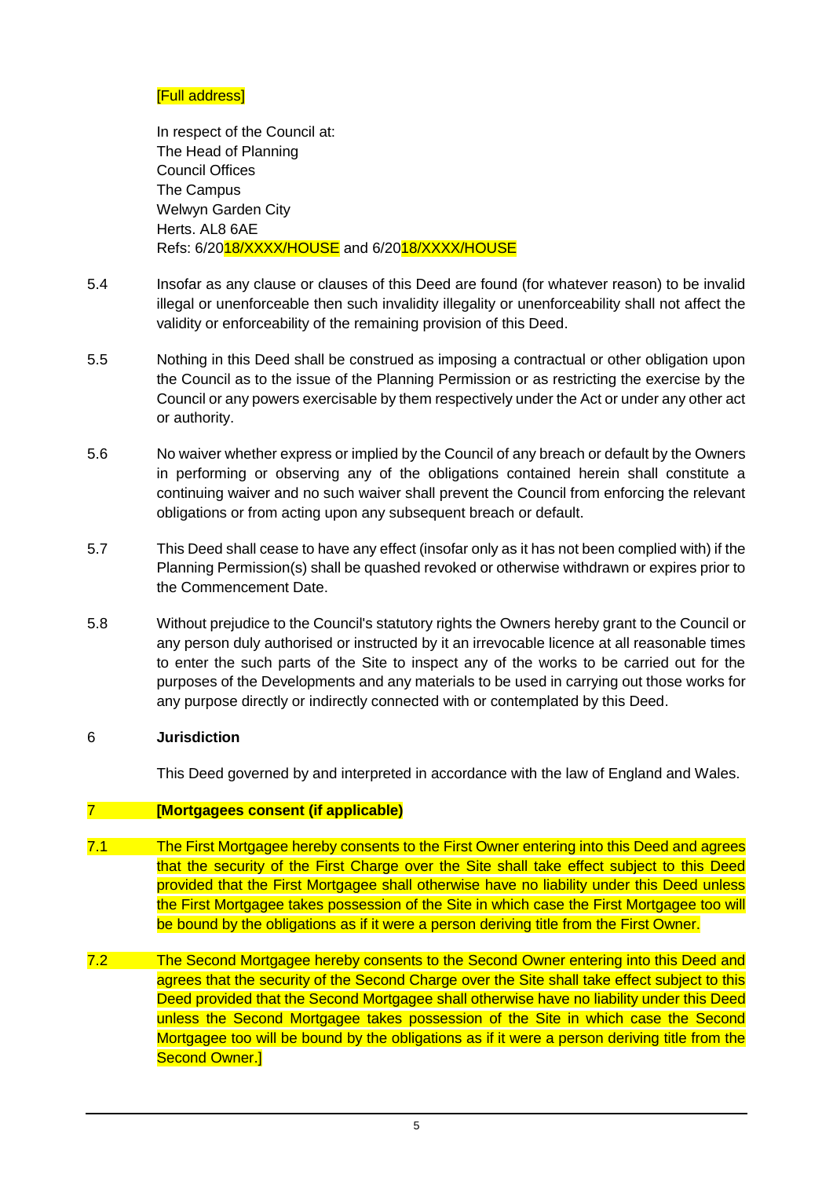[Full address]

In respect of the Council at:
The Head of Planning
Council Offices
The Campus
Welwyn Garden City
Herts. AL8 6AE
Refs: 6/2018/XXXX/HOUSE and 6/2018/XXXX/HOUSE

5.4 Insofar as any clause or clauses of this Deed are found (for whatever reason) to be invalid illegal or unenforceable then such invalidity illegality or unenforceability shall not affect the validity or enforceability of the remaining provision of this Deed.

5.5 Nothing in this Deed shall be construed as imposing a contractual or other obligation upon the Council as to the issue of the Planning Permission or as restricting the exercise by the Council or any powers exercisable by them respectively under the Act or under any other act or authority.

5.6 No waiver whether express or implied by the Council of any breach or default by the Owners in performing or observing any of the obligations contained herein shall constitute a continuing waiver and no such waiver shall prevent the Council from enforcing the relevant obligations or from acting upon any subsequent breach or default.

5.7 This Deed shall cease to have any effect (insofar only as it has not been complied with) if the Planning Permission(s) shall be quashed revoked or otherwise withdrawn or expires prior to the Commencement Date.

5.8 Without prejudice to the Council's statutory rights the Owners hereby grant to the Council or any person duly authorised or instructed by it an irrevocable licence at all reasonable times to enter the such parts of the Site to inspect any of the works to be carried out for the purposes of the Developments and any materials to be used in carrying out those works for any purpose directly or indirectly connected with or contemplated by this Deed.

## 6 **Jurisdiction**

This Deed governed by and interpreted in accordance with the law of England and Wales.

## 7 **[Mortgagees consent (if applicable)**

7.1 The First Mortgagee hereby consents to the First Owner entering into this Deed and agrees that the security of the First Charge over the Site shall take effect subject to this Deed provided that the First Mortgagee shall otherwise have no liability under this Deed unless the First Mortgagee takes possession of the Site in which case the First Mortgagee too will be bound by the obligations as if it were a person deriving title from the First Owner.

7.2 The Second Mortgagee hereby consents to the Second Owner entering into this Deed and agrees that the security of the Second Charge over the Site shall take effect subject to this Deed provided that the Second Mortgagee shall otherwise have no liability under this Deed unless the Second Mortgagee takes possession of the Site in which case the Second Mortgagee too will be bound by the obligations as if it were a person deriving title from the Second Owner.]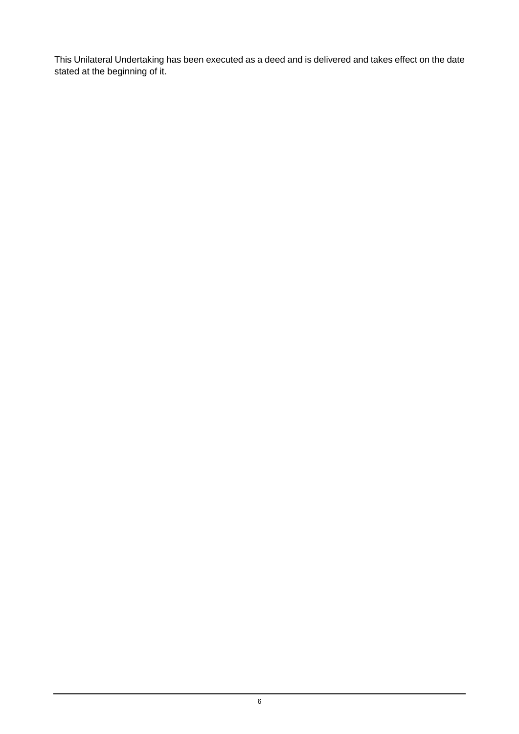This Unilateral Undertaking has been executed as a deed and is delivered and takes effect on the date stated at the beginning of it.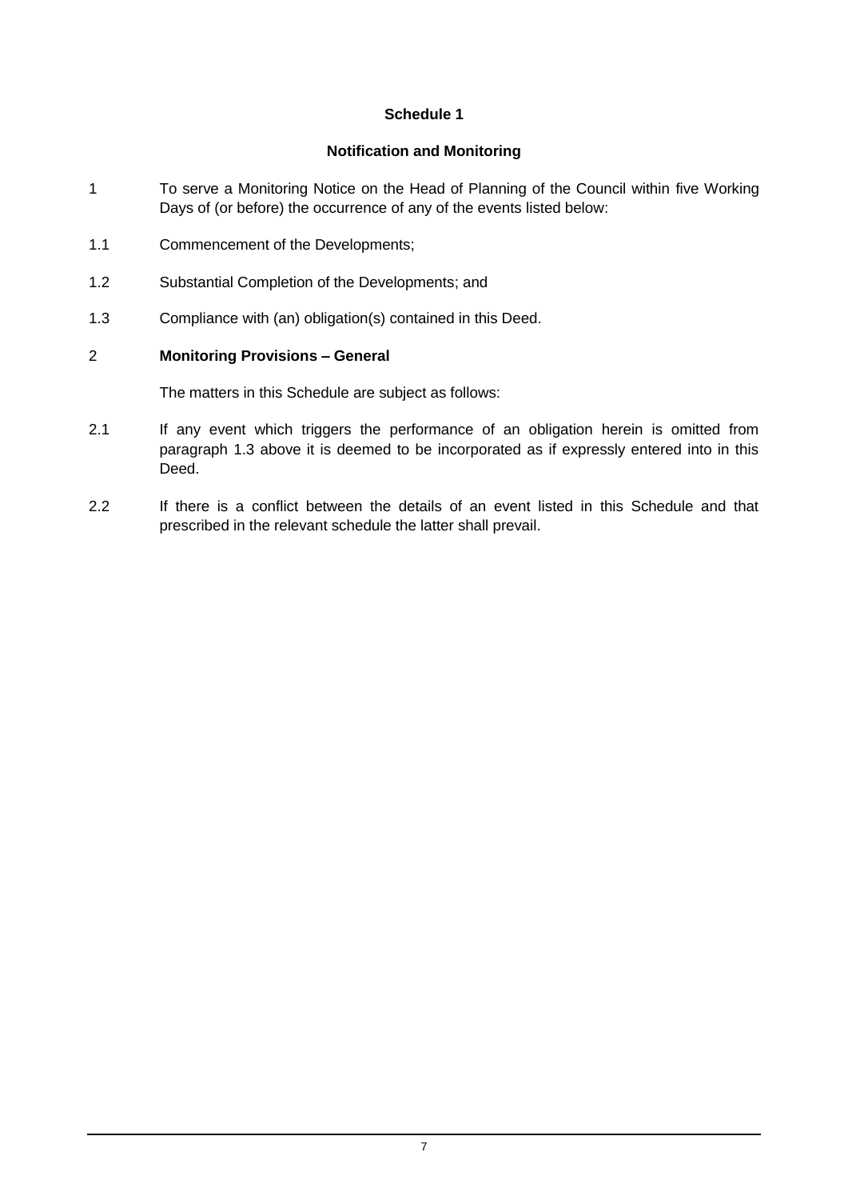## Schedule 1

### Notification and Monitoring

1 To serve a Monitoring Notice on the Head of Planning of the Council within five Working Days of (or before) the occurrence of any of the events listed below:

1.1 Commencement of the Developments;

1.2 Substantial Completion of the Developments; and

1.3 Compliance with (an) obligation(s) contained in this Deed.

2 **Monitoring Provisions – General**

The matters in this Schedule are subject as follows:

2.1 If any event which triggers the performance of an obligation herein is omitted from paragraph 1.3 above it is deemed to be incorporated as if expressly entered into in this Deed.

2.2 If there is a conflict between the details of an event listed in this Schedule and that prescribed in the relevant schedule the latter shall prevail.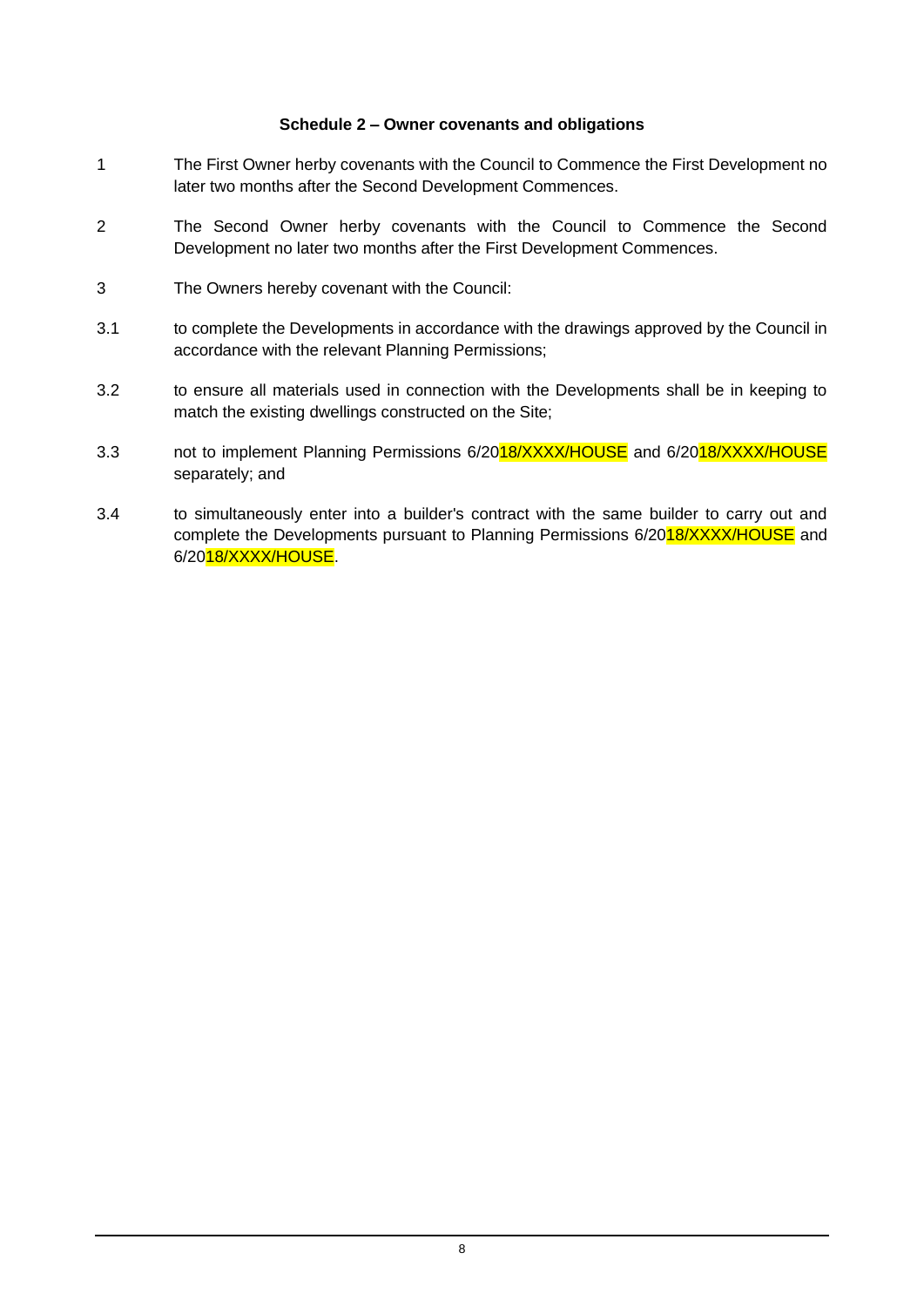**Schedule 2 – Owner covenants and obligations**

1 The First Owner herby covenants with the Council to Commence the First Development no later two months after the Second Development Commences.

2 The Second Owner herby covenants with the Council to Commence the Second Development no later two months after the First Development Commences.

3 The Owners hereby covenant with the Council:

3.1 to complete the Developments in accordance with the drawings approved by the Council in accordance with the relevant Planning Permissions;

3.2 to ensure all materials used in connection with the Developments shall be in keeping to match the existing dwellings constructed on the Site;

3.3 not to implement Planning Permissions 6/2018/XXXX/HOUSE and 6/2018/XXXX/HOUSE separately; and

3.4 to simultaneously enter into a builder's contract with the same builder to carry out and complete the Developments pursuant to Planning Permissions 6/2018/XXXX/HOUSE and 6/2018/XXXX/HOUSE.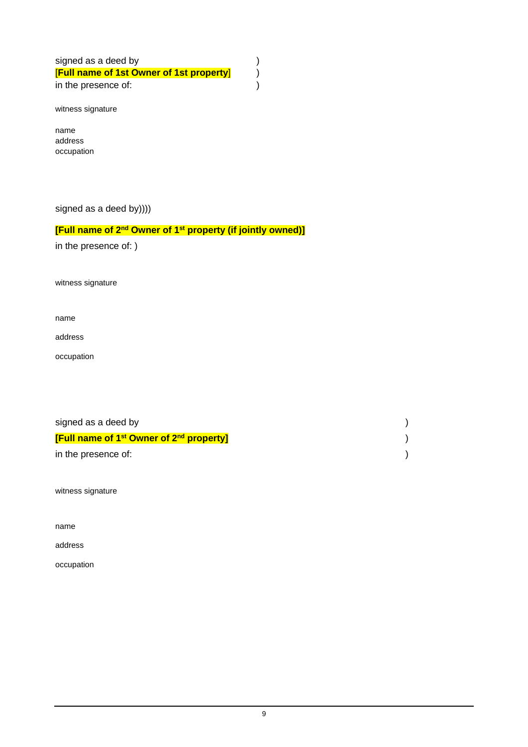signed as a deed by )
[**Full name of 1st Owner of 1st property**] )
in the present of: )

witness signature

name
address
occupation

signed as a deed by))))

**[Full name of 2nd Owner of 1st property (if jointly owned)]**

in the presence of: )

witness signature

name

address

occupation

signed as a deed by )

**[Full name of 1st Owner of 2nd property]** )

in the presence of: )

witness signature

name

address

occupation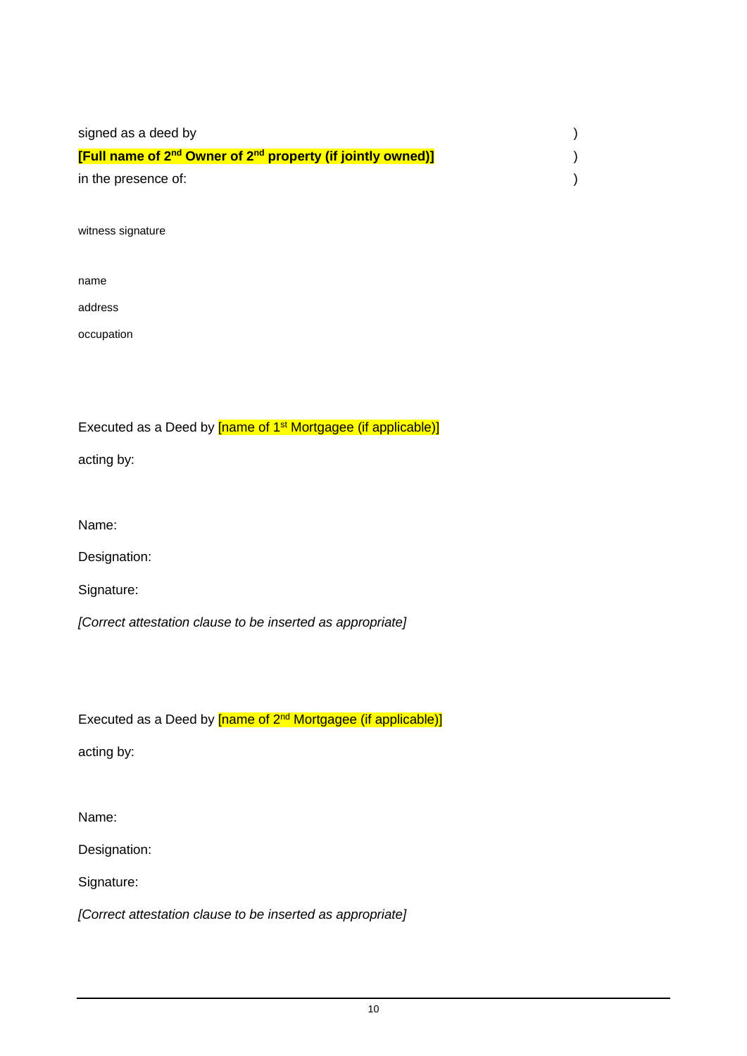signed as a deed by )
**[Full name of 2nd Owner of 2nd property (if jointly owned)]** )
in the presence of: )

witness signature

name

address

occupation

Executed as a Deed by [name of 1st Mortgagee (if applicable)]

acting by:

Name:

Designation:

Signature:

*[Correct attestation clause to be inserted as appropriate]*

Executed as a Deed by [name of 2nd Mortgagee (if applicable)]

acting by:

Name:

Designation:

Signature:

*[Correct attestation clause to be inserted as appropriate]*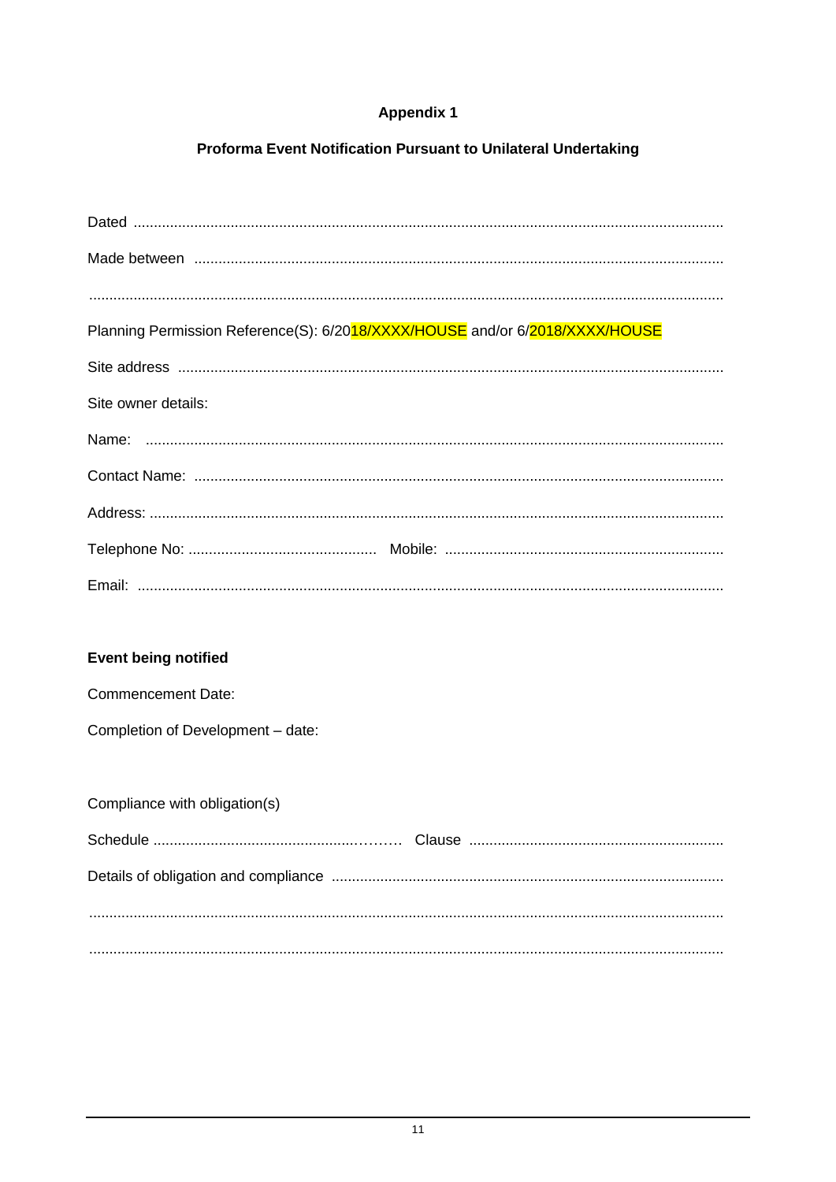**Appendix 1**

**Proforma Event Notification Pursuant to Unilateral Undertaking**

Dated ..................................................................................................................................................

Made between ....................................................................................................................................

...............................................................................................................................................................

Planning Permission Reference(S): 6/2018/XXXX/HOUSE and/or 6/2018/XXXX/HOUSE

Site address ........................................................................................................................................

Site owner details:

Name: ................................................................................................................................................

Contact Name: ....................................................................................................................................

Address: ..............................................................................................................................................

Telephone No: .............................................. Mobile: .....................................................................

Email: ..................................................................................................................................................

**Event being notified**

Commencement Date:

Completion of Development – date:

Compliance with obligation(s)

Schedule ....................................................……… Clause ..............................................................

Details of obligation and compliance ..................................................................................................

...............................................................................................................................................................

...............................................................................................................................................................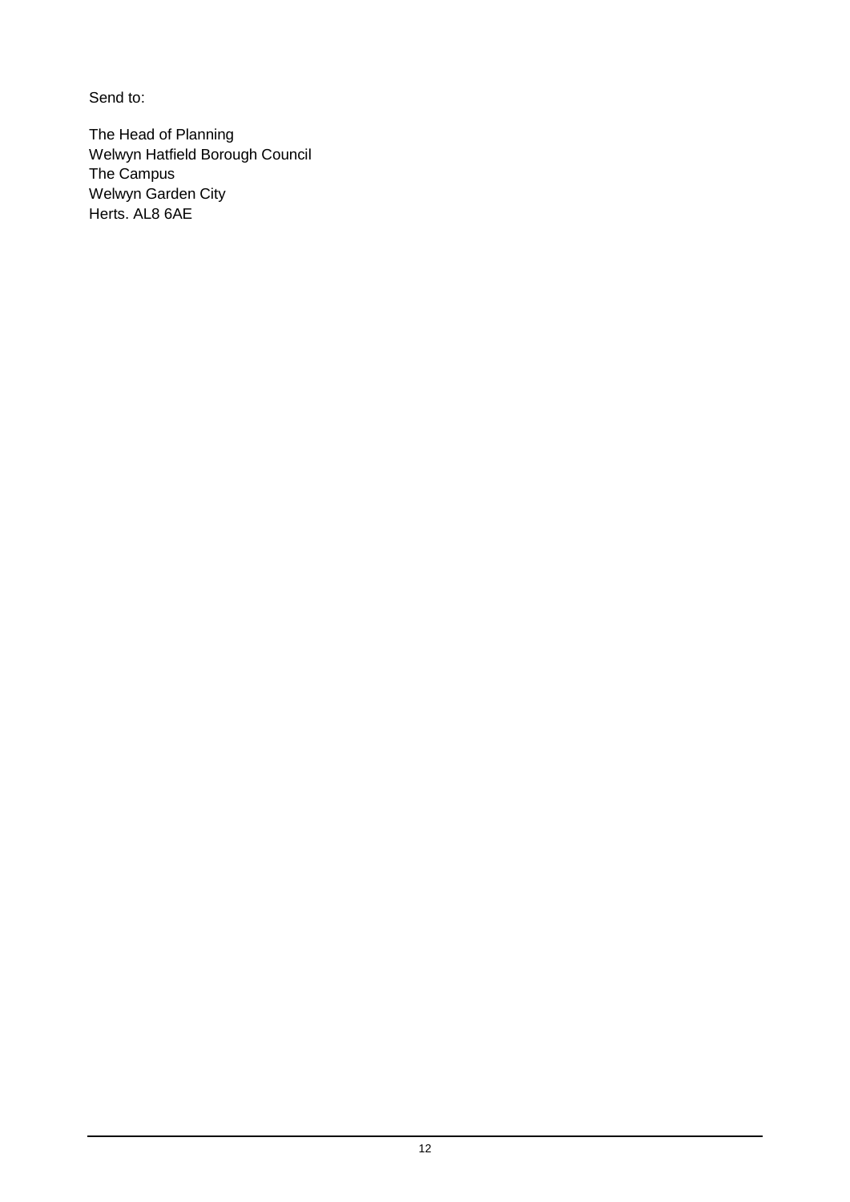Send to:

The Head of Planning
Welwyn Hatfield Borough Council
The Campus
Welwyn Garden City
Herts. AL8 6AE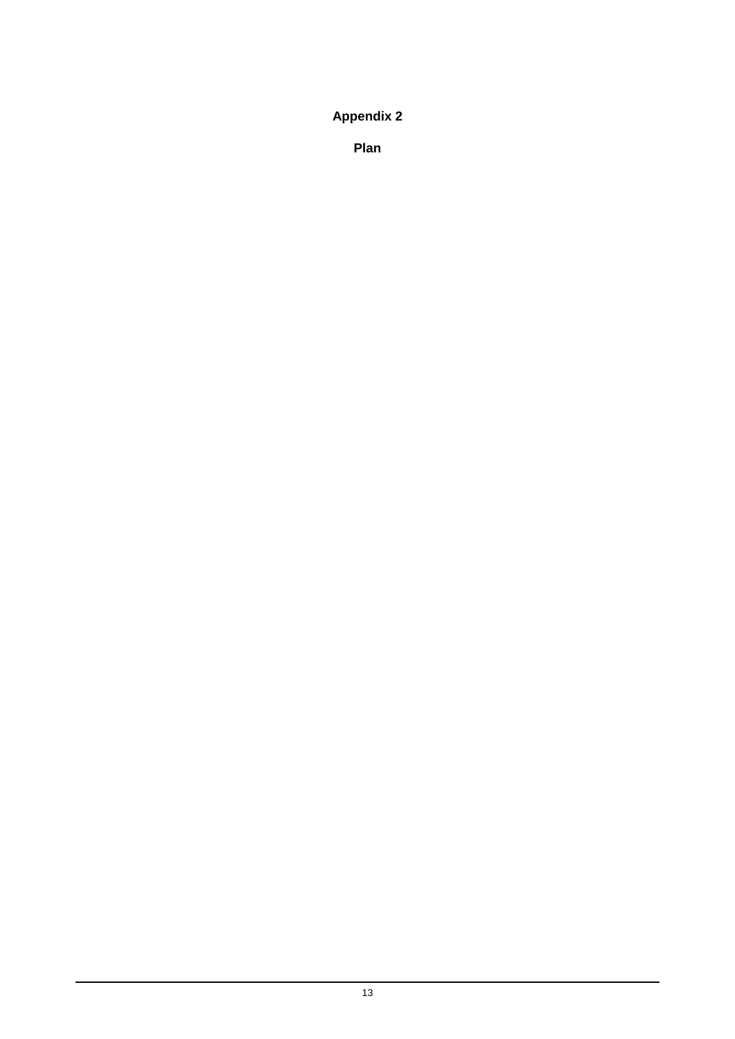**Appendix 2**

**Plan**